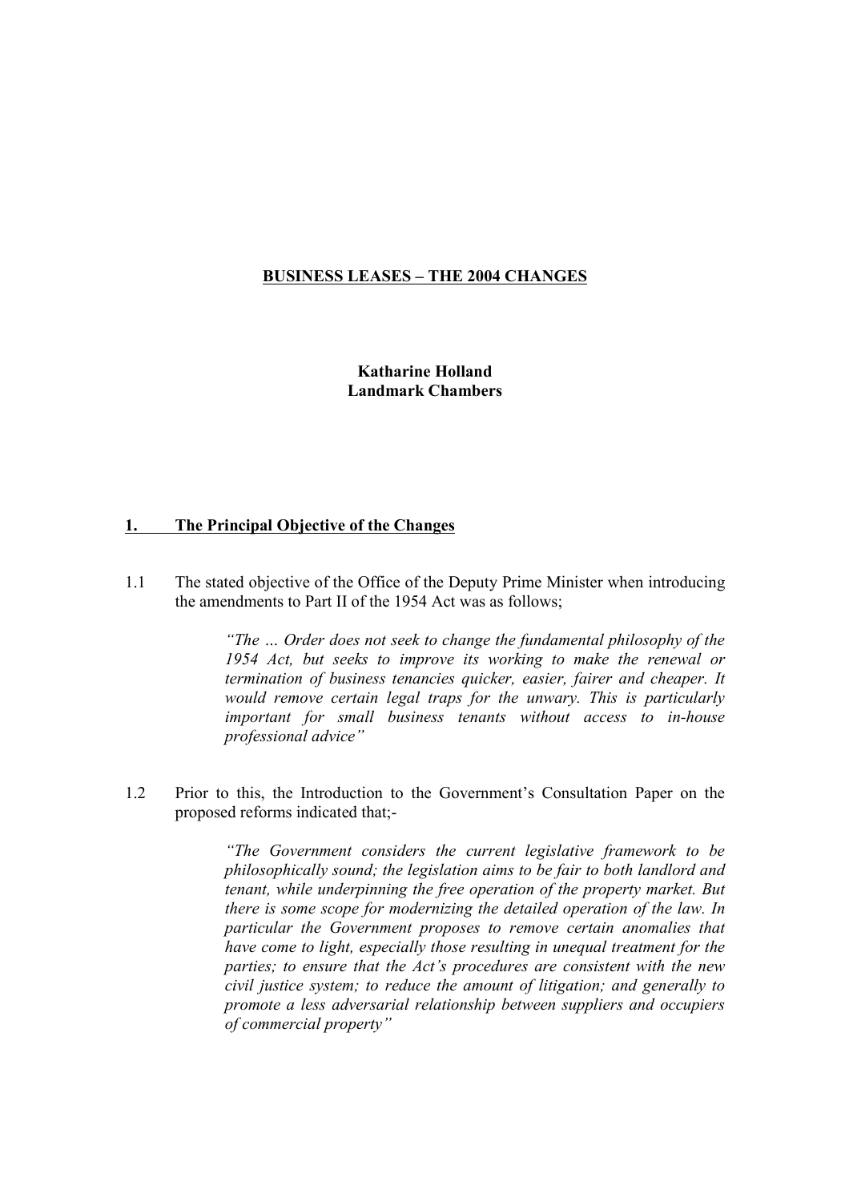# BUSINESS LEASES – THE 2004 CHANGES

**Katharine Holland**
**Landmark Chambers**

## 1. The Principal Objective of the Changes

1.1 The stated objective of the Office of the Deputy Prime Minister when introducing the amendments to Part II of the 1954 Act was as follows;

> *"The … Order does not seek to change the fundamental philosophy of the 1954 Act, but seeks to improve its working to make the renewal or termination of business tenancies quicker, easier, fairer and cheaper. It would remove certain legal traps for the unwary. This is particularly important for small business tenants without access to in-house professional advice"*

1.2 Prior to this, the Introduction to the Government's Consultation Paper on the proposed reforms indicated that;-

> *"The Government considers the current legislative framework to be philosophically sound; the legislation aims to be fair to both landlord and tenant, while underpinning the free operation of the property market. But there is some scope for modernizing the detailed operation of the law. In particular the Government proposes to remove certain anomalies that have come to light, especially those resulting in unequal treatment for the parties; to ensure that the Act's procedures are consistent with the new civil justice system; to reduce the amount of litigation; and generally to promote a less adversarial relationship between suppliers and occupiers of commercial property"*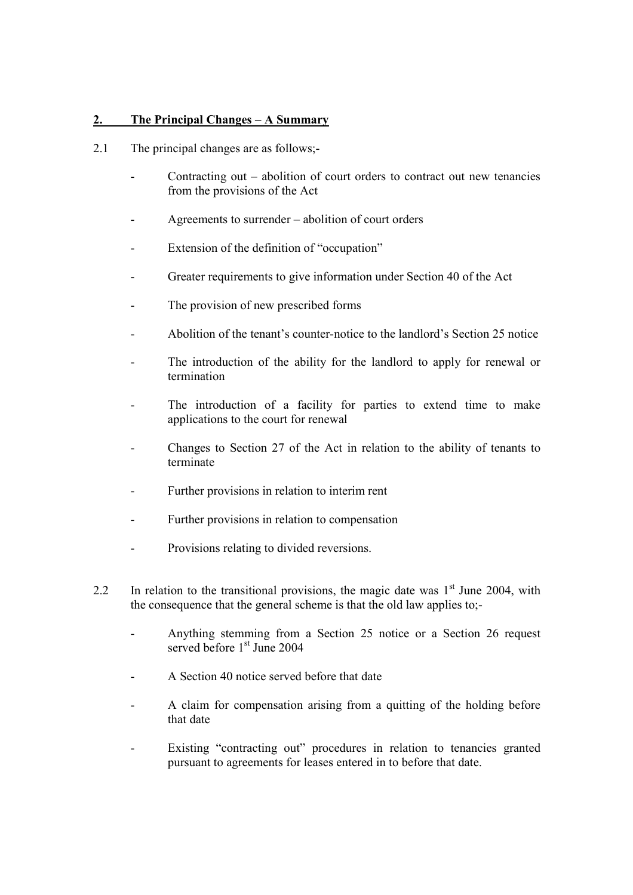## 2. The Principal Changes – A Summary

2.1 The principal changes are as follows;-

- Contracting out – abolition of court orders to contract out new tenancies from the provisions of the Act
- Agreements to surrender – abolition of court orders
- Extension of the definition of "occupation"
- Greater requirements to give information under Section 40 of the Act
- The provision of new prescribed forms
- Abolition of the tenant's counter-notice to the landlord's Section 25 notice
- The introduction of the ability for the landlord to apply for renewal or termination
- The introduction of a facility for parties to extend time to make applications to the court for renewal
- Changes to Section 27 of the Act in relation to the ability of tenants to terminate
- Further provisions in relation to interim rent
- Further provisions in relation to compensation
- Provisions relating to divided reversions.

2.2 In relation to the transitional provisions, the magic date was 1st June 2004, with the consequence that the general scheme is that the old law applies to;-

- Anything stemming from a Section 25 notice or a Section 26 request served before 1st June 2004
- A Section 40 notice served before that date
- A claim for compensation arising from a quitting of the holding before that date
- Existing "contracting out" procedures in relation to tenancies granted pursuant to agreements for leases entered in to before that date.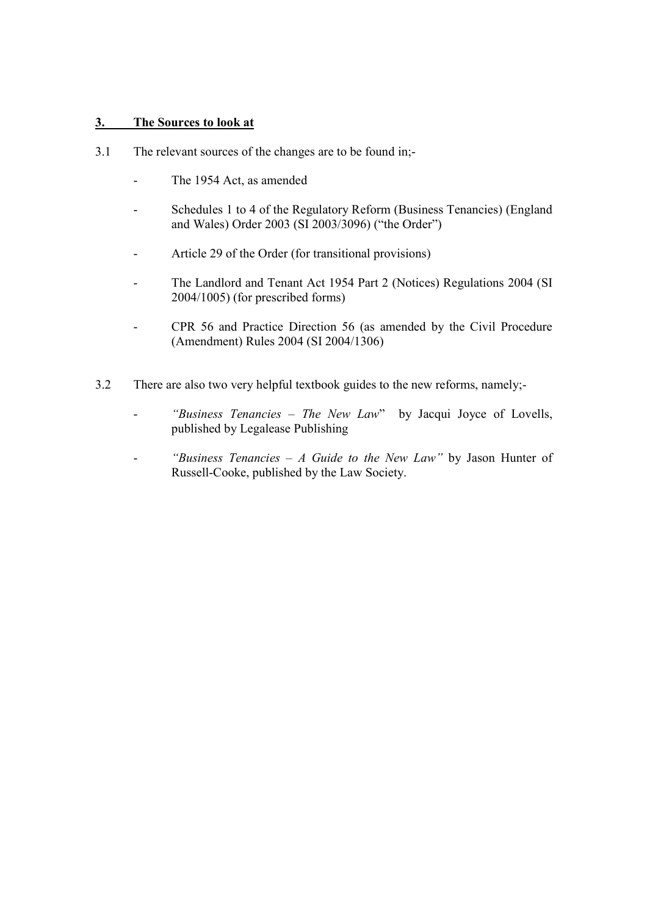## 3. The Sources to look at

3.1 The relevant sources of the changes are to be found in;-

- The 1954 Act, as amended
- Schedules 1 to 4 of the Regulatory Reform (Business Tenancies) (England and Wales) Order 2003 (SI 2003/3096) ("the Order")
- Article 29 of the Order (for transitional provisions)
- The Landlord and Tenant Act 1954 Part 2 (Notices) Regulations 2004 (SI 2004/1005) (for prescribed forms)
- CPR 56 and Practice Direction 56 (as amended by the Civil Procedure (Amendment) Rules 2004 (SI 2004/1306)

3.2 There are also two very helpful textbook guides to the new reforms, namely;-

- *"Business Tenancies – The New Law"* by Jacqui Joyce of Lovells, published by Legalease Publishing
- *"Business Tenancies – A Guide to the New Law"* by Jason Hunter of Russell-Cooke, published by the Law Society.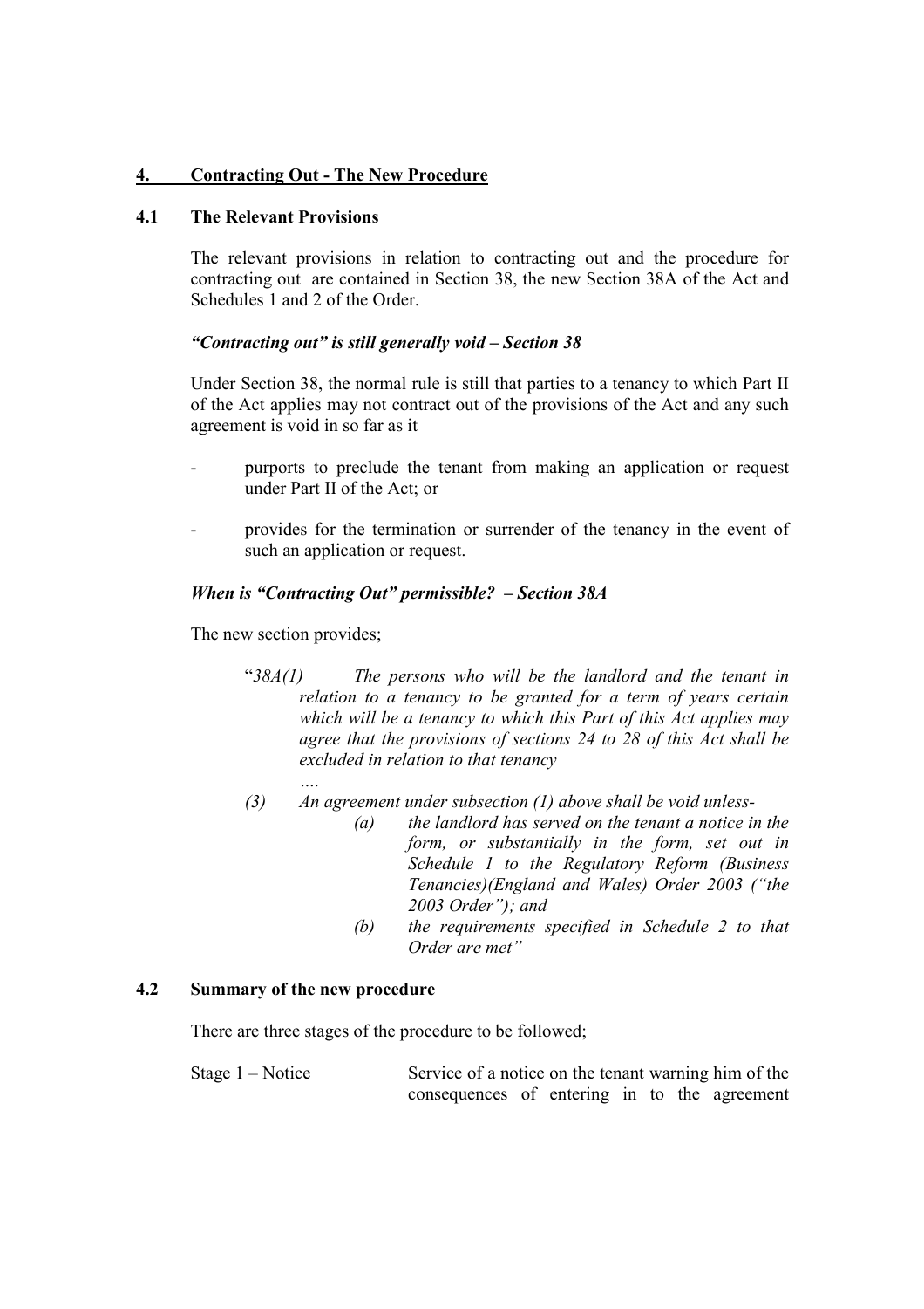## 4. Contracting Out - The New Procedure

### 4.1 The Relevant Provisions

The relevant provisions in relation to contracting out and the procedure for contracting out are contained in Section 38, the new Section 38A of the Act and Schedules 1 and 2 of the Order.

***"Contracting out" is still generally void – Section 38***

Under Section 38, the normal rule is still that parties to a tenancy to which Part II of the Act applies may not contract out of the provisions of the Act and any such agreement is void in so far as it

- purports to preclude the tenant from making an application or request under Part II of the Act; or
- provides for the termination or surrender of the tenancy in the event of such an application or request.

***When is "Contracting Out" permissible? – Section 38A***

The new section provides;

> "*38A(1) The persons who will be the landlord and the tenant in relation to a tenancy to be granted for a term of years certain which will be a tenancy to which this Part of this Act applies may agree that the provisions of sections 24 to 28 of this Act shall be excluded in relation to that tenancy*
>
> *….*
>
> *(3) An agreement under subsection (1) above shall be void unless-*
>
> *(a) the landlord has served on the tenant a notice in the form, or substantially in the form, set out in Schedule 1 to the Regulatory Reform (Business Tenancies)(England and Wales) Order 2003 ("the 2003 Order"); and*
>
> *(b) the requirements specified in Schedule 2 to that Order are met"*

### 4.2 Summary of the new procedure

There are three stages of the procedure to be followed;

Stage 1 – Notice — Service of a notice on the tenant warning him of the consequences of entering in to the agreement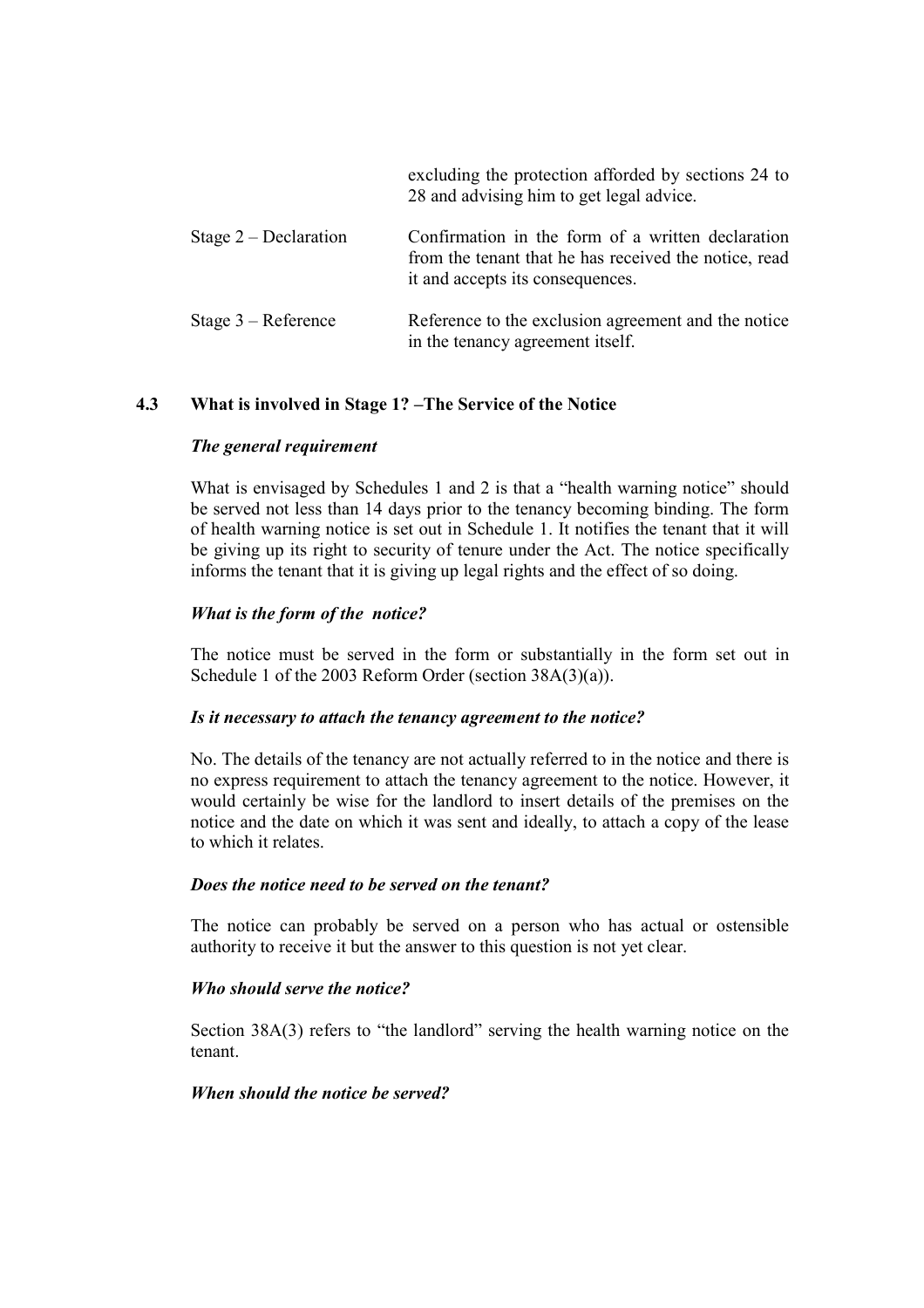| | |
|---|---|
| | excluding the protection afforded by sections 24 to 28 and advising him to get legal advice. |
| Stage 2 – Declaration | Confirmation in the form of a written declaration from the tenant that he has received the notice, read it and accepts its consequences. |
| Stage 3 – Reference | Reference to the exclusion agreement and the notice in the tenancy agreement itself. |

## 4.3 What is involved in Stage 1? –The Service of the Notice

***The general requirement***

What is envisaged by Schedules 1 and 2 is that a "health warning notice" should be served not less than 14 days prior to the tenancy becoming binding. The form of health warning notice is set out in Schedule 1. It notifies the tenant that it will be giving up its right to security of tenure under the Act. The notice specifically informs the tenant that it is giving up legal rights and the effect of so doing.

***What is the form of the notice?***

The notice must be served in the form or substantially in the form set out in Schedule 1 of the 2003 Reform Order (section 38A(3)(a)).

***Is it necessary to attach the tenancy agreement to the notice?***

No. The details of the tenancy are not actually referred to in the notice and there is no express requirement to attach the tenancy agreement to the notice. However, it would certainly be wise for the landlord to insert details of the premises on the notice and the date on which it was sent and ideally, to attach a copy of the lease to which it relates.

***Does the notice need to be served on the tenant?***

The notice can probably be served on a person who has actual or ostensible authority to receive it but the answer to this question is not yet clear.

***Who should serve the notice?***

Section 38A(3) refers to "the landlord" serving the health warning notice on the tenant.

***When should the notice be served?***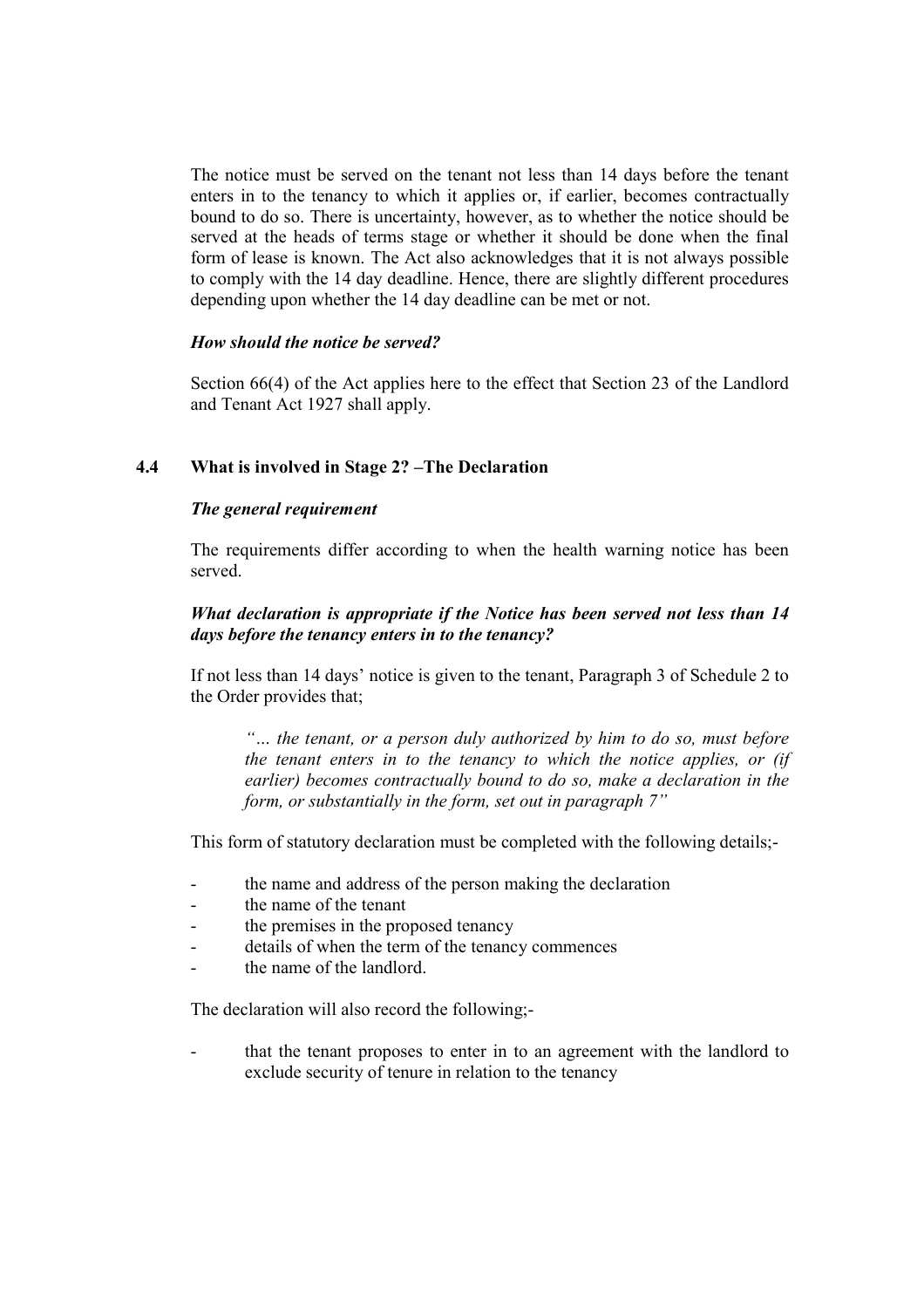The notice must be served on the tenant not less than 14 days before the tenant enters in to the tenancy to which it applies or, if earlier, becomes contractually bound to do so. There is uncertainty, however, as to whether the notice should be served at the heads of terms stage or whether it should be done when the final form of lease is known. The Act also acknowledges that it is not always possible to comply with the 14 day deadline. Hence, there are slightly different procedures depending upon whether the 14 day deadline can be met or not.

***How should the notice be served?***

Section 66(4) of the Act applies here to the effect that Section 23 of the Landlord and Tenant Act 1927 shall apply.

### 4.4 What is involved in Stage 2? –The Declaration

***The general requirement***

The requirements differ according to when the health warning notice has been served.

***What declaration is appropriate if the Notice has been served not less than 14 days before the tenancy enters in to the tenancy?***

If not less than 14 days' notice is given to the tenant, Paragraph 3 of Schedule 2 to the Order provides that;

> *"… the tenant, or a person duly authorized by him to do so, must before the tenant enters in to the tenancy to which the notice applies, or (if earlier) becomes contractually bound to do so, make a declaration in the form, or substantially in the form, set out in paragraph 7"*

This form of statutory declaration must be completed with the following details;-

- the name and address of the person making the declaration
- the name of the tenant
- the premises in the proposed tenancy
- details of when the term of the tenancy commences
- the name of the landlord.

The declaration will also record the following;-

- that the tenant proposes to enter in to an agreement with the landlord to exclude security of tenure in relation to the tenancy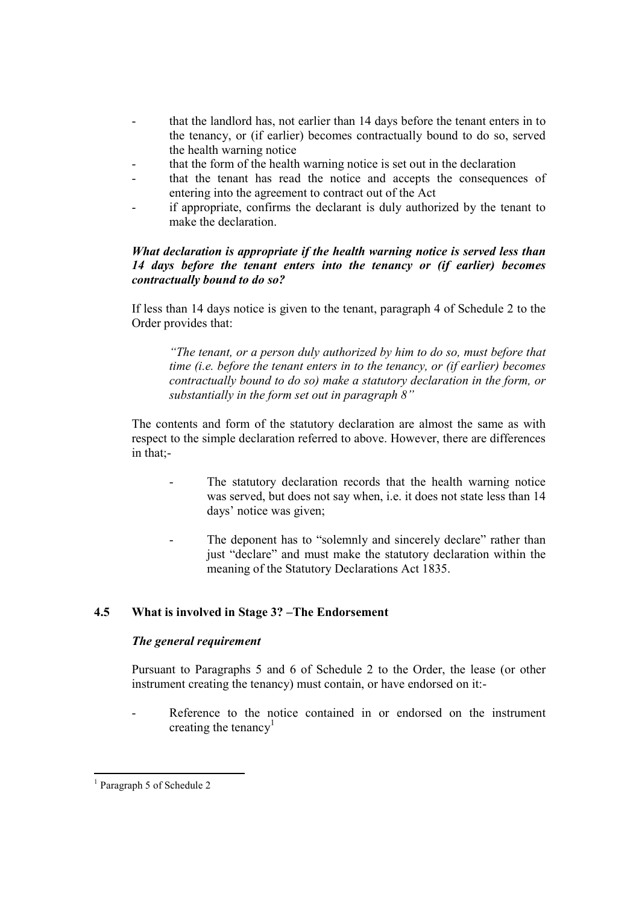- that the landlord has, not earlier than 14 days before the tenant enters in to the tenancy, or (if earlier) becomes contractually bound to do so, served the health warning notice
- that the form of the health warning notice is set out in the declaration
- that the tenant has read the notice and accepts the consequences of entering into the agreement to contract out of the Act
- if appropriate, confirms the declarant is duly authorized by the tenant to make the declaration.

***What declaration is appropriate if the health warning notice is served less than 14 days before the tenant enters into the tenancy or (if earlier) becomes contractually bound to do so?***

If less than 14 days notice is given to the tenant, paragraph 4 of Schedule 2 to the Order provides that:

> *"The tenant, or a person duly authorized by him to do so, must before that time (i.e. before the tenant enters in to the tenancy, or (if earlier) becomes contractually bound to do so) make a statutory declaration in the form, or substantially in the form set out in paragraph 8"*

The contents and form of the statutory declaration are almost the same as with respect to the simple declaration referred to above. However, there are differences in that;-

- The statutory declaration records that the health warning notice was served, but does not say when, i.e. it does not state less than 14 days' notice was given;
- The deponent has to "solemnly and sincerely declare" rather than just "declare" and must make the statutory declaration within the meaning of the Statutory Declarations Act 1835.

## 4.5 What is involved in Stage 3? –The Endorsement

***The general requirement***

Pursuant to Paragraphs 5 and 6 of Schedule 2 to the Order, the lease (or other instrument creating the tenancy) must contain, or have endorsed on it:-

- Reference to the notice contained in or endorsed on the instrument creating the tenancy[1]

[1] Paragraph 5 of Schedule 2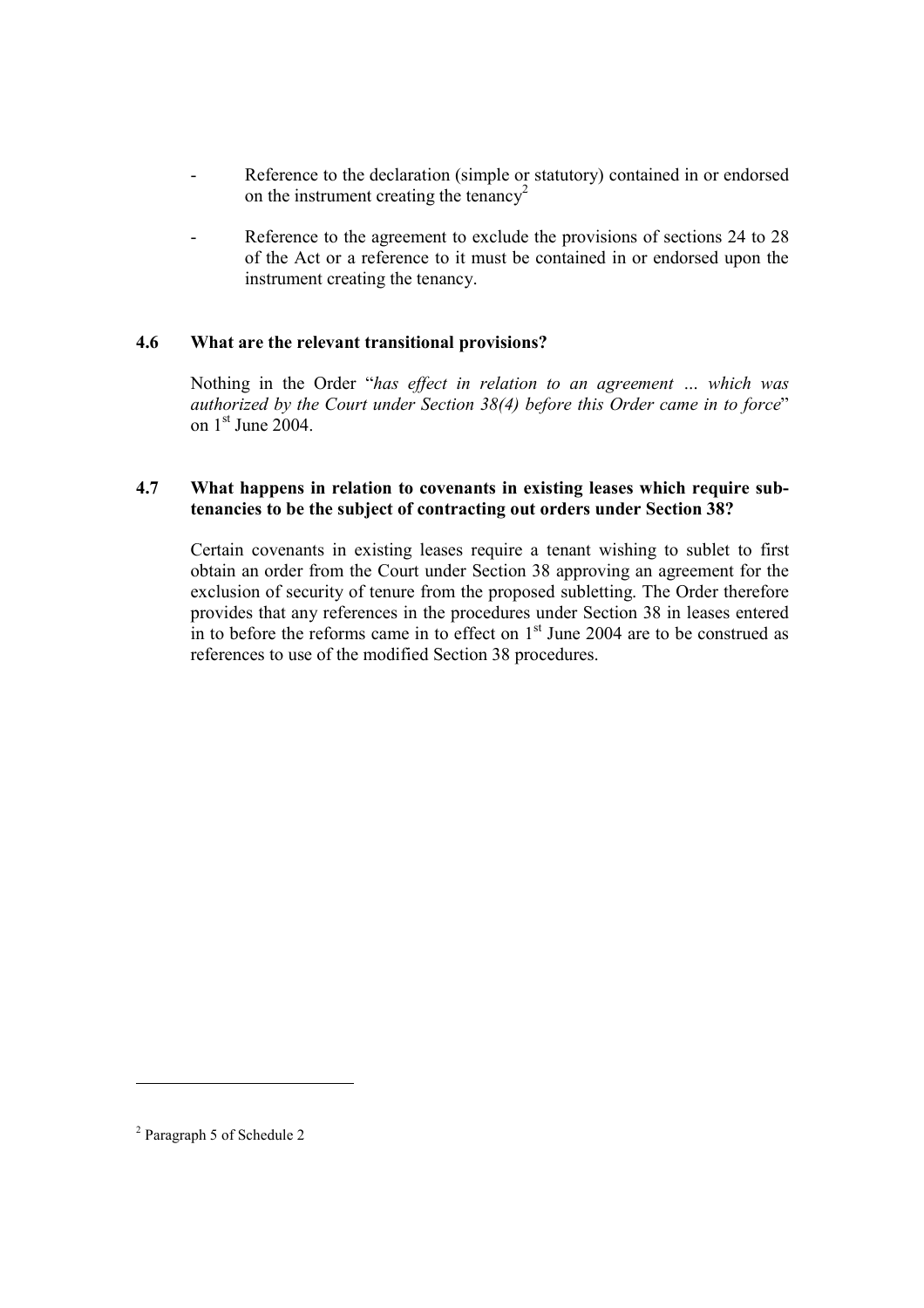- Reference to the declaration (simple or statutory) contained in or endorsed on the instrument creating the tenancy[2]

- Reference to the agreement to exclude the provisions of sections 24 to 28 of the Act or a reference to it must be contained in or endorsed upon the instrument creating the tenancy.

### 4.6 What are the relevant transitional provisions?

Nothing in the Order "*has effect in relation to an agreement … which was authorized by the Court under Section 38(4) before this Order came in to force*" on 1st June 2004.

### 4.7 What happens in relation to covenants in existing leases which require sub-tenancies to be the subject of contracting out orders under Section 38?

Certain covenants in existing leases require a tenant wishing to sublet to first obtain an order from the Court under Section 38 approving an agreement for the exclusion of security of tenure from the proposed subletting. The Order therefore provides that any references in the procedures under Section 38 in leases entered in to before the reforms came in to effect on 1st June 2004 are to be construed as references to use of the modified Section 38 procedures.

[2] Paragraph 5 of Schedule 2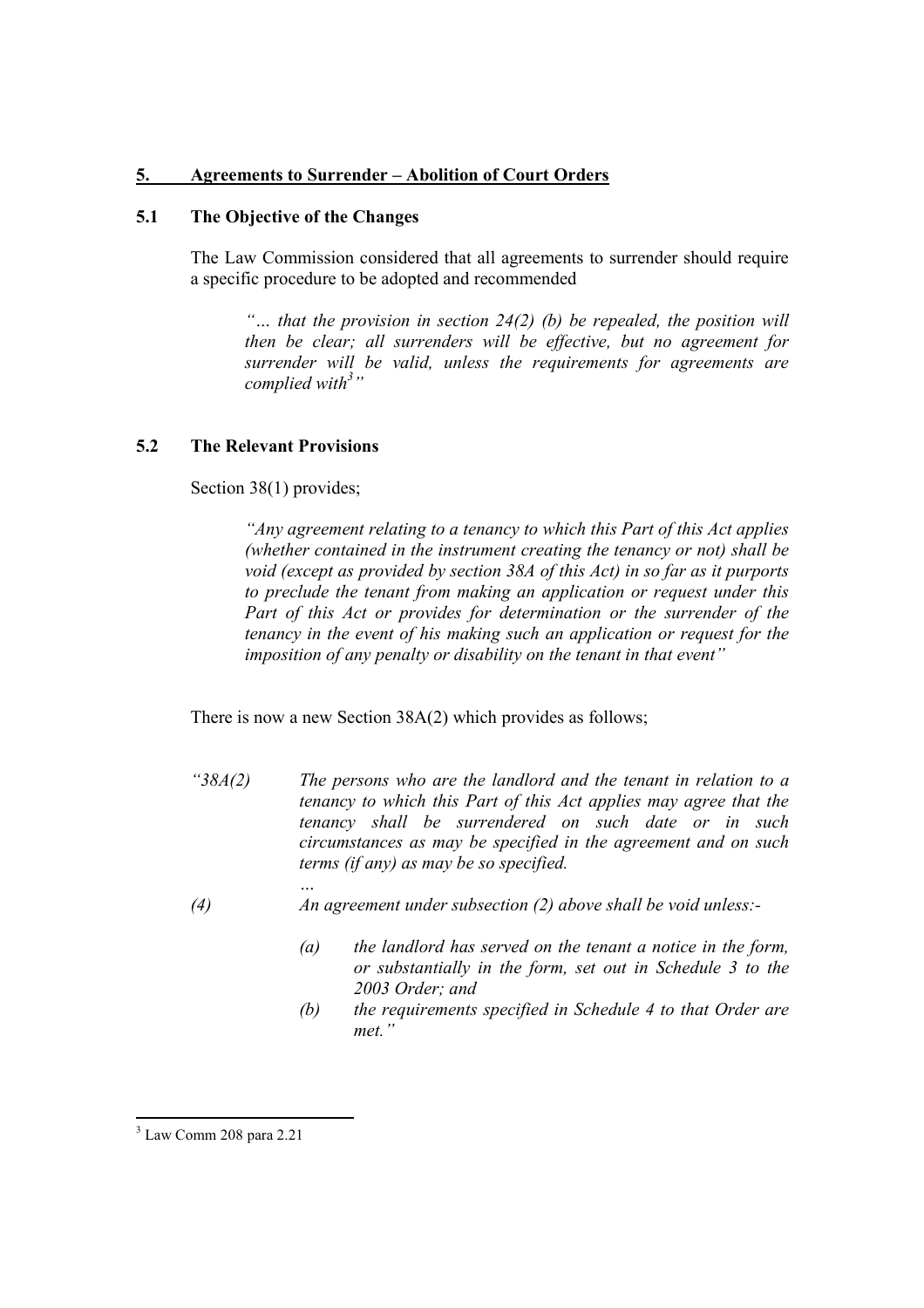## 5. Agreements to Surrender – Abolition of Court Orders

### 5.1 The Objective of the Changes

The Law Commission considered that all agreements to surrender should require a specific procedure to be adopted and recommended

> *"… that the provision in section 24(2) (b) be repealed, the position will then be clear; all surrenders will be effective, but no agreement for surrender will be valid, unless the requirements for agreements are complied with[3]"*

### 5.2 The Relevant Provisions

Section 38(1) provides;

> *"Any agreement relating to a tenancy to which this Part of this Act applies (whether contained in the instrument creating the tenancy or not) shall be void (except as provided by section 38A of this Act) in so far as it purports to preclude the tenant from making an application or request under this Part of this Act or provides for determination or the surrender of the tenancy in the event of his making such an application or request for the imposition of any penalty or disability on the tenant in that event"*

There is now a new Section 38A(2) which provides as follows;

*"38A(2) The persons who are the landlord and the tenant in relation to a tenancy to which this Part of this Act applies may agree that the tenancy shall be surrendered on such date or in such circumstances as may be specified in the agreement and on such terms (if any) as may be so specified.*

*…*

*(4) An agreement under subsection (2) above shall be void unless:-*

- *(a) the landlord has served on the tenant a notice in the form, or substantially in the form, set out in Schedule 3 to the 2003 Order; and*
- *(b) the requirements specified in Schedule 4 to that Order are met."*

---

[3] Law Comm 208 para 2.21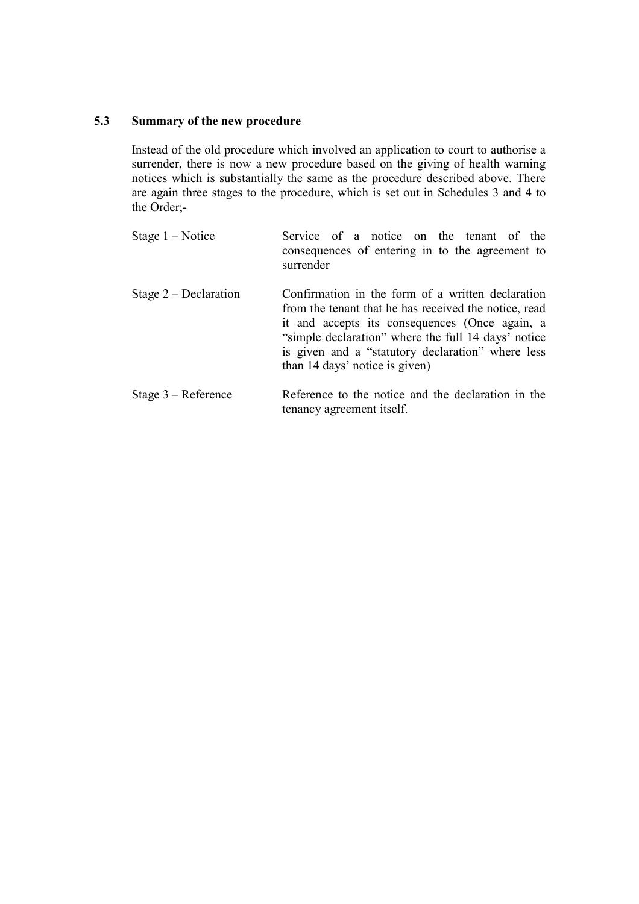### 5.3 Summary of the new procedure

Instead of the old procedure which involved an application to court to authorise a surrender, there is now a new procedure based on the giving of health warning notices which is substantially the same as the procedure described above. There are again three stages to the procedure, which is set out in Schedules 3 and 4 to the Order;-

| | |
|---|---|
| Stage 1 – Notice | Service of a notice on the tenant of the consequences of entering in to the agreement to surrender |
| Stage 2 – Declaration | Confirmation in the form of a written declaration from the tenant that he has received the notice, read it and accepts its consequences (Once again, a "simple declaration" where the full 14 days' notice is given and a "statutory declaration" where less than 14 days' notice is given) |
| Stage 3 – Reference | Reference to the notice and the declaration in the tenancy agreement itself. |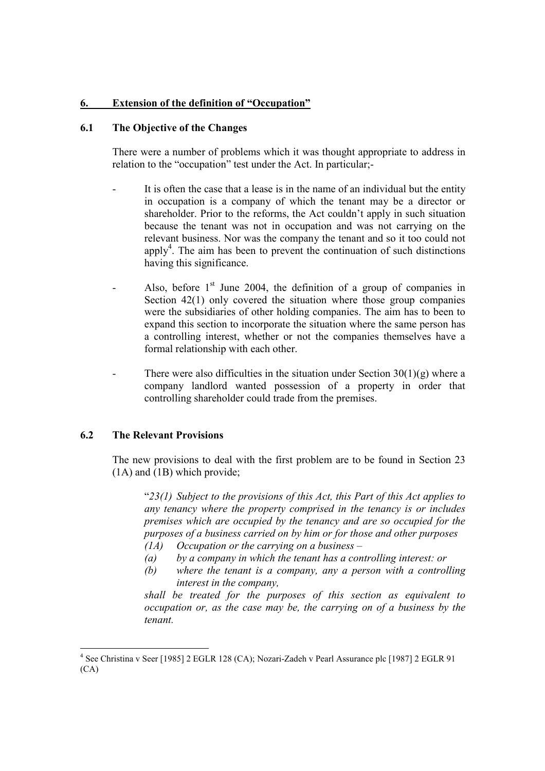## 6. Extension of the definition of "Occupation"

### 6.1 The Objective of the Changes

There were a number of problems which it was thought appropriate to address in relation to the "occupation" test under the Act. In particular;-

- It is often the case that a lease is in the name of an individual but the entity in occupation is a company of which the tenant may be a director or shareholder. Prior to the reforms, the Act couldn't apply in such situation because the tenant was not in occupation and was not carrying on the relevant business. Nor was the company the tenant and so it too could not apply[4]. The aim has been to prevent the continuation of such distinctions having this significance.

- Also, before 1st June 2004, the definition of a group of companies in Section 42(1) only covered the situation where those group companies were the subsidiaries of other holding companies. The aim has to been to expand this section to incorporate the situation where the same person has a controlling interest, whether or not the companies themselves have a formal relationship with each other.

- There were also difficulties in the situation under Section 30(1)(g) where a company landlord wanted possession of a property in order that controlling shareholder could trade from the premises.

### 6.2 The Relevant Provisions

The new provisions to deal with the first problem are to be found in Section 23 (1A) and (1B) which provide;

> "*23(1) Subject to the provisions of this Act, this Part of this Act applies to any tenancy where the property comprised in the tenancy is or includes premises which are occupied by the tenancy and are so occupied for the purposes of a business carried on by him or for those and other purposes*
>
> *(1A) Occupation or the carrying on a business –*
>
> *(a) by a company in which the tenant has a controlling interest: or*
>
> *(b) where the tenant is a company, any a person with a controlling interest in the company,*
>
> *shall be treated for the purposes of this section as equivalent to occupation or, as the case may be, the carrying on of a business by the tenant.*

[4] See Christina v Seer [1985] 2 EGLR 128 (CA); Nozari-Zadeh v Pearl Assurance plc [1987] 2 EGLR 91 (CA)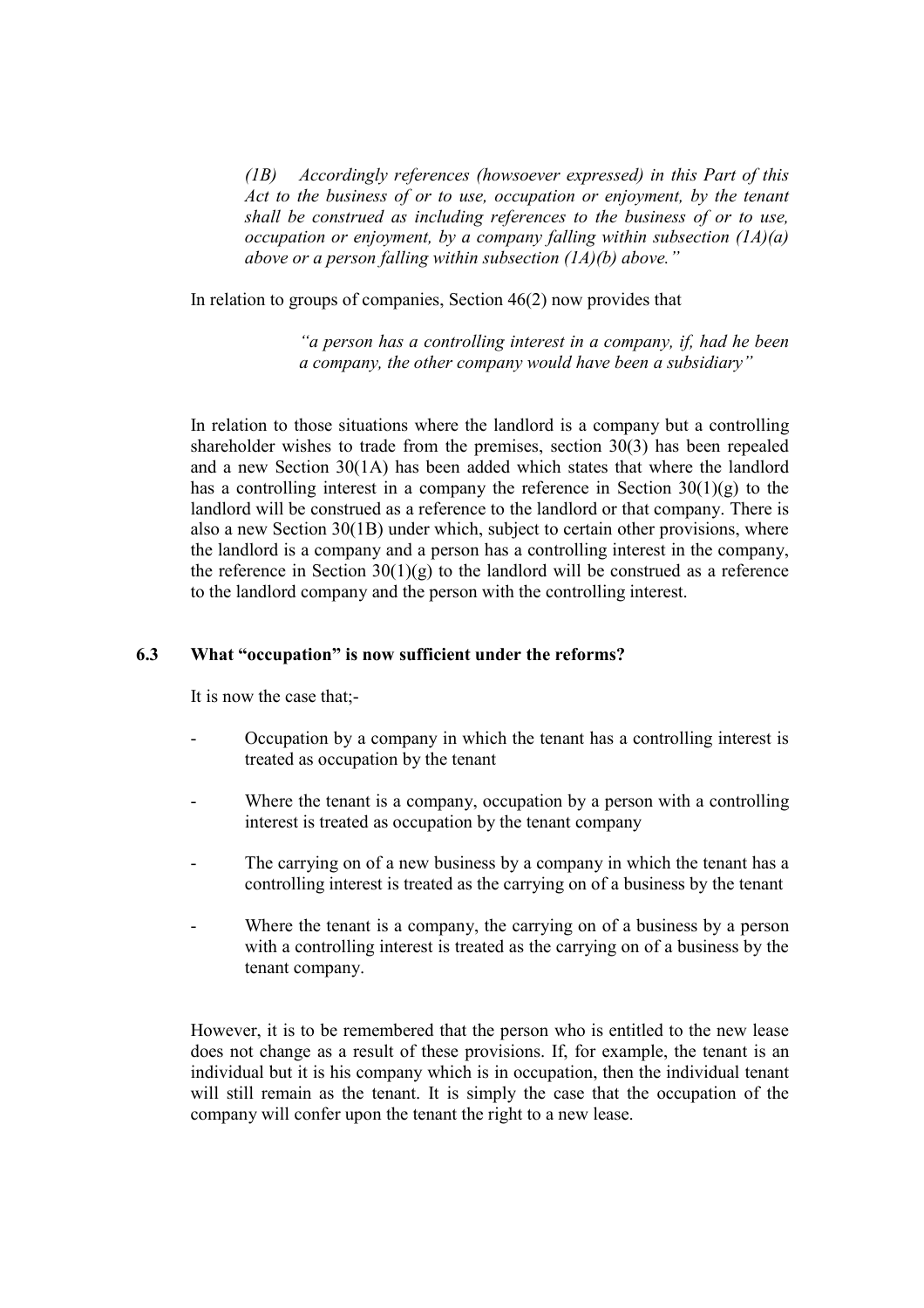*(1B) Accordingly references (howsoever expressed) in this Part of this Act to the business of or to use, occupation or enjoyment, by the tenant shall be construed as including references to the business of or to use, occupation or enjoyment, by a company falling within subsection (1A)(a) above or a person falling within subsection (1A)(b) above."*

In relation to groups of companies, Section 46(2) now provides that

> *"a person has a controlling interest in a company, if, had he been a company, the other company would have been a subsidiary"*

In relation to those situations where the landlord is a company but a controlling shareholder wishes to trade from the premises, section 30(3) has been repealed and a new Section 30(1A) has been added which states that where the landlord has a controlling interest in a company the reference in Section 30(1)(g) to the landlord will be construed as a reference to the landlord or that company. There is also a new Section 30(1B) under which, subject to certain other provisions, where the landlord is a company and a person has a controlling interest in the company, the reference in Section 30(1)(g) to the landlord will be construed as a reference to the landlord company and the person with the controlling interest.

### 6.3 What "occupation" is now sufficient under the reforms?

It is now the case that;-

- Occupation by a company in which the tenant has a controlling interest is treated as occupation by the tenant
- Where the tenant is a company, occupation by a person with a controlling interest is treated as occupation by the tenant company
- The carrying on of a new business by a company in which the tenant has a controlling interest is treated as the carrying on of a business by the tenant
- Where the tenant is a company, the carrying on of a business by a person with a controlling interest is treated as the carrying on of a business by the tenant company.

However, it is to be remembered that the person who is entitled to the new lease does not change as a result of these provisions. If, for example, the tenant is an individual but it is his company which is in occupation, then the individual tenant will still remain as the tenant. It is simply the case that the occupation of the company will confer upon the tenant the right to a new lease.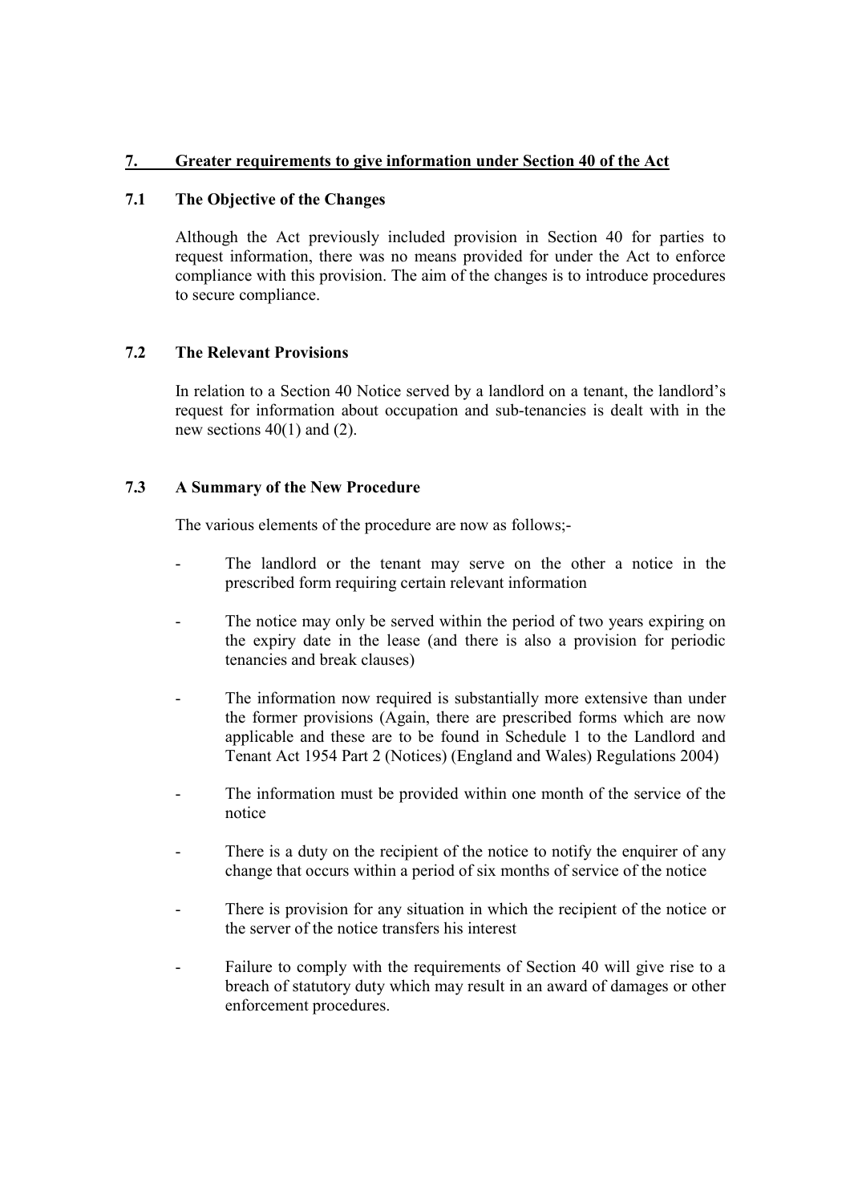## 7. Greater requirements to give information under Section 40 of the Act

### 7.1 The Objective of the Changes

Although the Act previously included provision in Section 40 for parties to request information, there was no means provided for under the Act to enforce compliance with this provision. The aim of the changes is to introduce procedures to secure compliance.

### 7.2 The Relevant Provisions

In relation to a Section 40 Notice served by a landlord on a tenant, the landlord's request for information about occupation and sub-tenancies is dealt with in the new sections 40(1) and (2).

### 7.3 A Summary of the New Procedure

The various elements of the procedure are now as follows;-

- The landlord or the tenant may serve on the other a notice in the prescribed form requiring certain relevant information
- The notice may only be served within the period of two years expiring on the expiry date in the lease (and there is also a provision for periodic tenancies and break clauses)
- The information now required is substantially more extensive than under the former provisions (Again, there are prescribed forms which are now applicable and these are to be found in Schedule 1 to the Landlord and Tenant Act 1954 Part 2 (Notices) (England and Wales) Regulations 2004)
- The information must be provided within one month of the service of the notice
- There is a duty on the recipient of the notice to notify the enquirer of any change that occurs within a period of six months of service of the notice
- There is provision for any situation in which the recipient of the notice or the server of the notice transfers his interest
- Failure to comply with the requirements of Section 40 will give rise to a breach of statutory duty which may result in an award of damages or other enforcement procedures.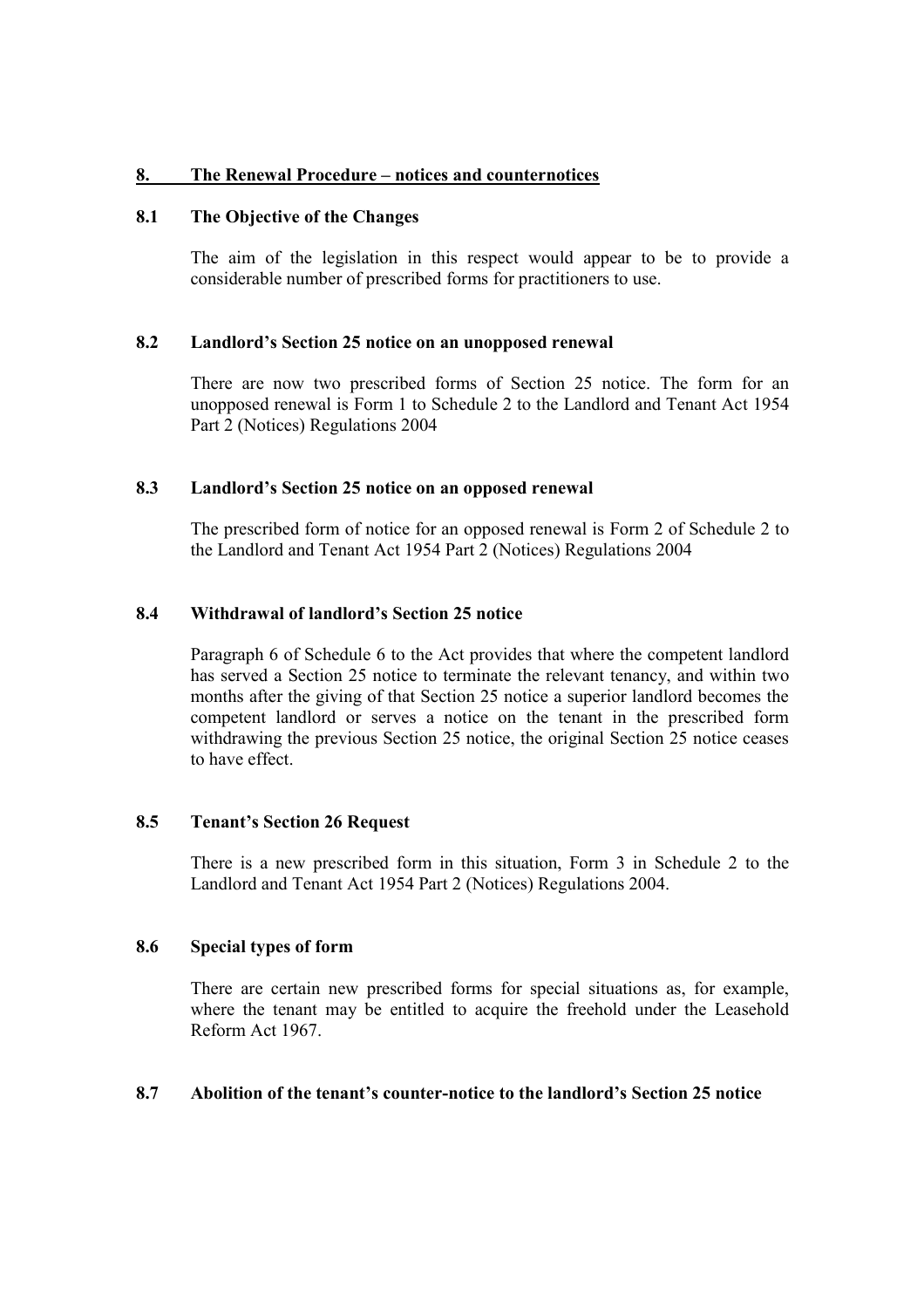## 8. The Renewal Procedure – notices and counternotices

### 8.1 The Objective of the Changes

The aim of the legislation in this respect would appear to be to provide a considerable number of prescribed forms for practitioners to use.

### 8.2 Landlord's Section 25 notice on an unopposed renewal

There are now two prescribed forms of Section 25 notice. The form for an unopposed renewal is Form 1 to Schedule 2 to the Landlord and Tenant Act 1954 Part 2 (Notices) Regulations 2004

### 8.3 Landlord's Section 25 notice on an opposed renewal

The prescribed form of notice for an opposed renewal is Form 2 of Schedule 2 to the Landlord and Tenant Act 1954 Part 2 (Notices) Regulations 2004

### 8.4 Withdrawal of landlord's Section 25 notice

Paragraph 6 of Schedule 6 to the Act provides that where the competent landlord has served a Section 25 notice to terminate the relevant tenancy, and within two months after the giving of that Section 25 notice a superior landlord becomes the competent landlord or serves a notice on the tenant in the prescribed form withdrawing the previous Section 25 notice, the original Section 25 notice ceases to have effect.

### 8.5 Tenant's Section 26 Request

There is a new prescribed form in this situation, Form 3 in Schedule 2 to the Landlord and Tenant Act 1954 Part 2 (Notices) Regulations 2004.

### 8.6 Special types of form

There are certain new prescribed forms for special situations as, for example, where the tenant may be entitled to acquire the freehold under the Leasehold Reform Act 1967.

### 8.7 Abolition of the tenant's counter-notice to the landlord's Section 25 notice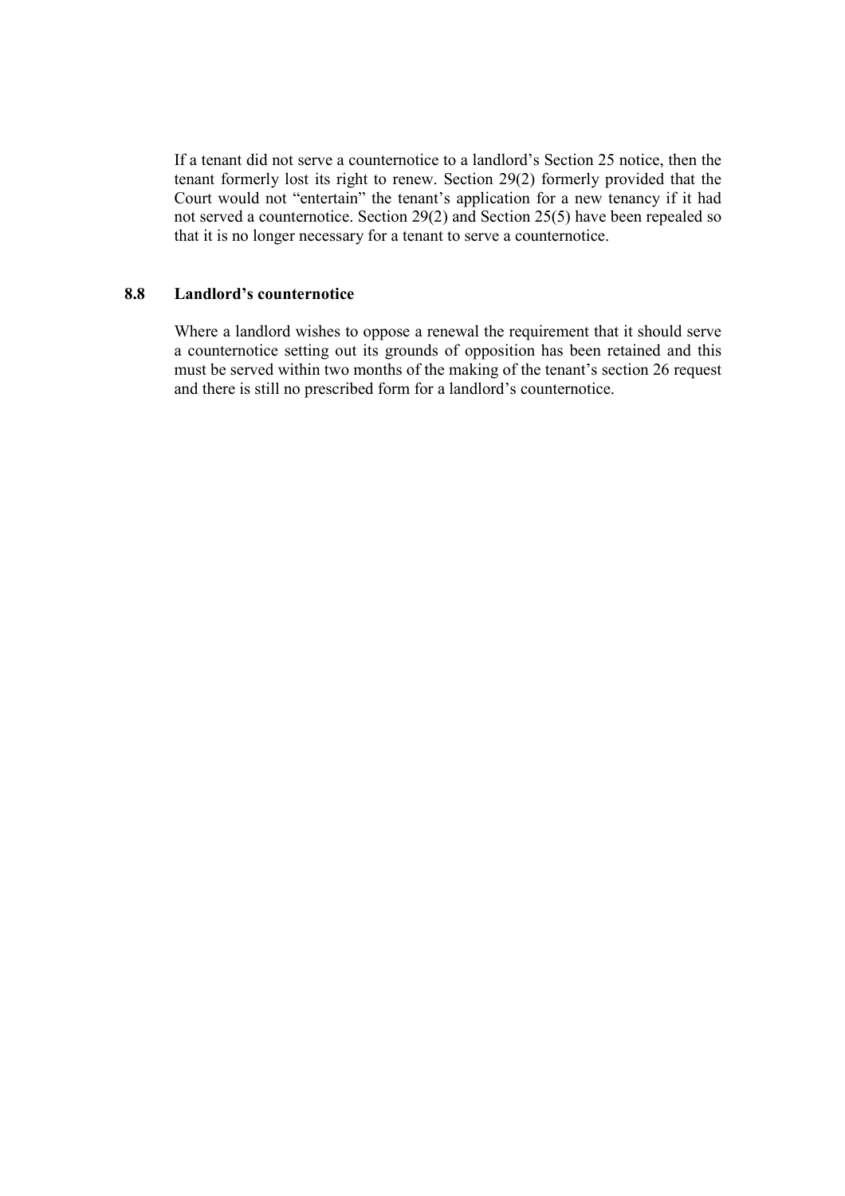If a tenant did not serve a counternotice to a landlord's Section 25 notice, then the tenant formerly lost its right to renew. Section 29(2) formerly provided that the Court would not "entertain" the tenant's application for a new tenancy if it had not served a counternotice. Section 29(2) and Section 25(5) have been repealed so that it is no longer necessary for a tenant to serve a counternotice.

## 8.8 Landlord's counternotice

Where a landlord wishes to oppose a renewal the requirement that it should serve a counternotice setting out its grounds of opposition has been retained and this must be served within two months of the making of the tenant's section 26 request and there is still no prescribed form for a landlord's counternotice.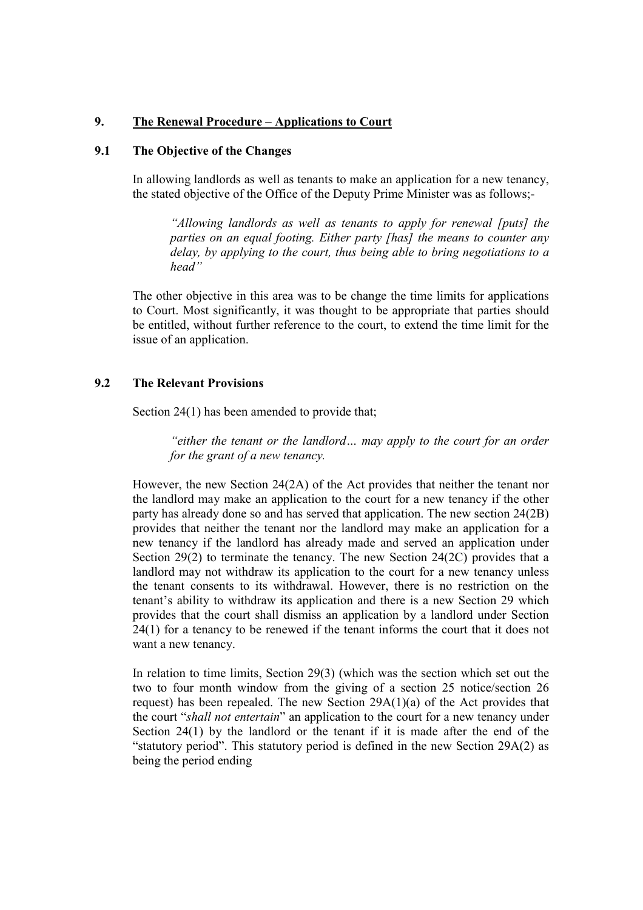## 9. The Renewal Procedure – Applications to Court

### 9.1 The Objective of the Changes

In allowing landlords as well as tenants to make an application for a new tenancy, the stated objective of the Office of the Deputy Prime Minister was as follows;-

> *"Allowing landlords as well as tenants to apply for renewal [puts] the parties on an equal footing. Either party [has] the means to counter any delay, by applying to the court, thus being able to bring negotiations to a head"*

The other objective in this area was to be change the time limits for applications to Court. Most significantly, it was thought to be appropriate that parties should be entitled, without further reference to the court, to extend the time limit for the issue of an application.

### 9.2 The Relevant Provisions

Section 24(1) has been amended to provide that;

> *"either the tenant or the landlord… may apply to the court for an order for the grant of a new tenancy.*

However, the new Section 24(2A) of the Act provides that neither the tenant nor the landlord may make an application to the court for a new tenancy if the other party has already done so and has served that application. The new section 24(2B) provides that neither the tenant nor the landlord may make an application for a new tenancy if the landlord has already made and served an application under Section 29(2) to terminate the tenancy. The new Section 24(2C) provides that a landlord may not withdraw its application to the court for a new tenancy unless the tenant consents to its withdrawal. However, there is no restriction on the tenant's ability to withdraw its application and there is a new Section 29 which provides that the court shall dismiss an application by a landlord under Section 24(1) for a tenancy to be renewed if the tenant informs the court that it does not want a new tenancy.

In relation to time limits, Section 29(3) (which was the section which set out the two to four month window from the giving of a section 25 notice/section 26 request) has been repealed. The new Section 29A(1)(a) of the Act provides that the court "*shall not entertain*" an application to the court for a new tenancy under Section 24(1) by the landlord or the tenant if it is made after the end of the "statutory period". This statutory period is defined in the new Section 29A(2) as being the period ending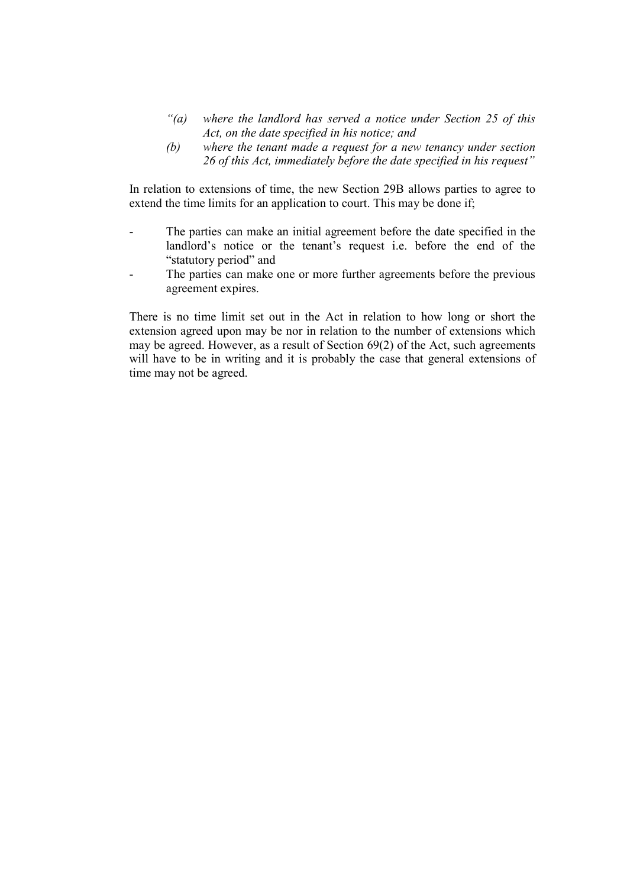> *"(a) where the landlord has served a notice under Section 25 of this Act, on the date specified in his notice; and*
>
> *(b) where the tenant made a request for a new tenancy under section 26 of this Act, immediately before the date specified in his request"*

In relation to extensions of time, the new Section 29B allows parties to agree to extend the time limits for an application to court. This may be done if;

- The parties can make an initial agreement before the date specified in the landlord's notice or the tenant's request i.e. before the end of the "statutory period" and
- The parties can make one or more further agreements before the previous agreement expires.

There is no time limit set out in the Act in relation to how long or short the extension agreed upon may be nor in relation to the number of extensions which may be agreed. However, as a result of Section 69(2) of the Act, such agreements will have to be in writing and it is probably the case that general extensions of time may not be agreed.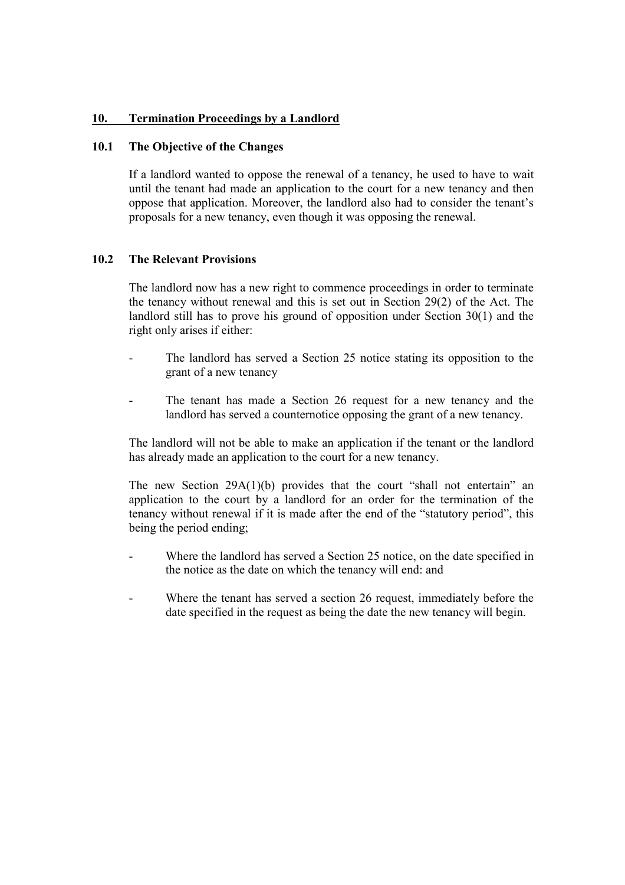## 10. Termination Proceedings by a Landlord

### 10.1 The Objective of the Changes

If a landlord wanted to oppose the renewal of a tenancy, he used to have to wait until the tenant had made an application to the court for a new tenancy and then oppose that application. Moreover, the landlord also had to consider the tenant's proposals for a new tenancy, even though it was opposing the renewal.

### 10.2 The Relevant Provisions

The landlord now has a new right to commence proceedings in order to terminate the tenancy without renewal and this is set out in Section 29(2) of the Act. The landlord still has to prove his ground of opposition under Section 30(1) and the right only arises if either:

- The landlord has served a Section 25 notice stating its opposition to the grant of a new tenancy
- The tenant has made a Section 26 request for a new tenancy and the landlord has served a counternotice opposing the grant of a new tenancy.

The landlord will not be able to make an application if the tenant or the landlord has already made an application to the court for a new tenancy.

The new Section 29A(1)(b) provides that the court "shall not entertain" an application to the court by a landlord for an order for the termination of the tenancy without renewal if it is made after the end of the "statutory period", this being the period ending;

- Where the landlord has served a Section 25 notice, on the date specified in the notice as the date on which the tenancy will end: and
- Where the tenant has served a section 26 request, immediately before the date specified in the request as being the date the new tenancy will begin.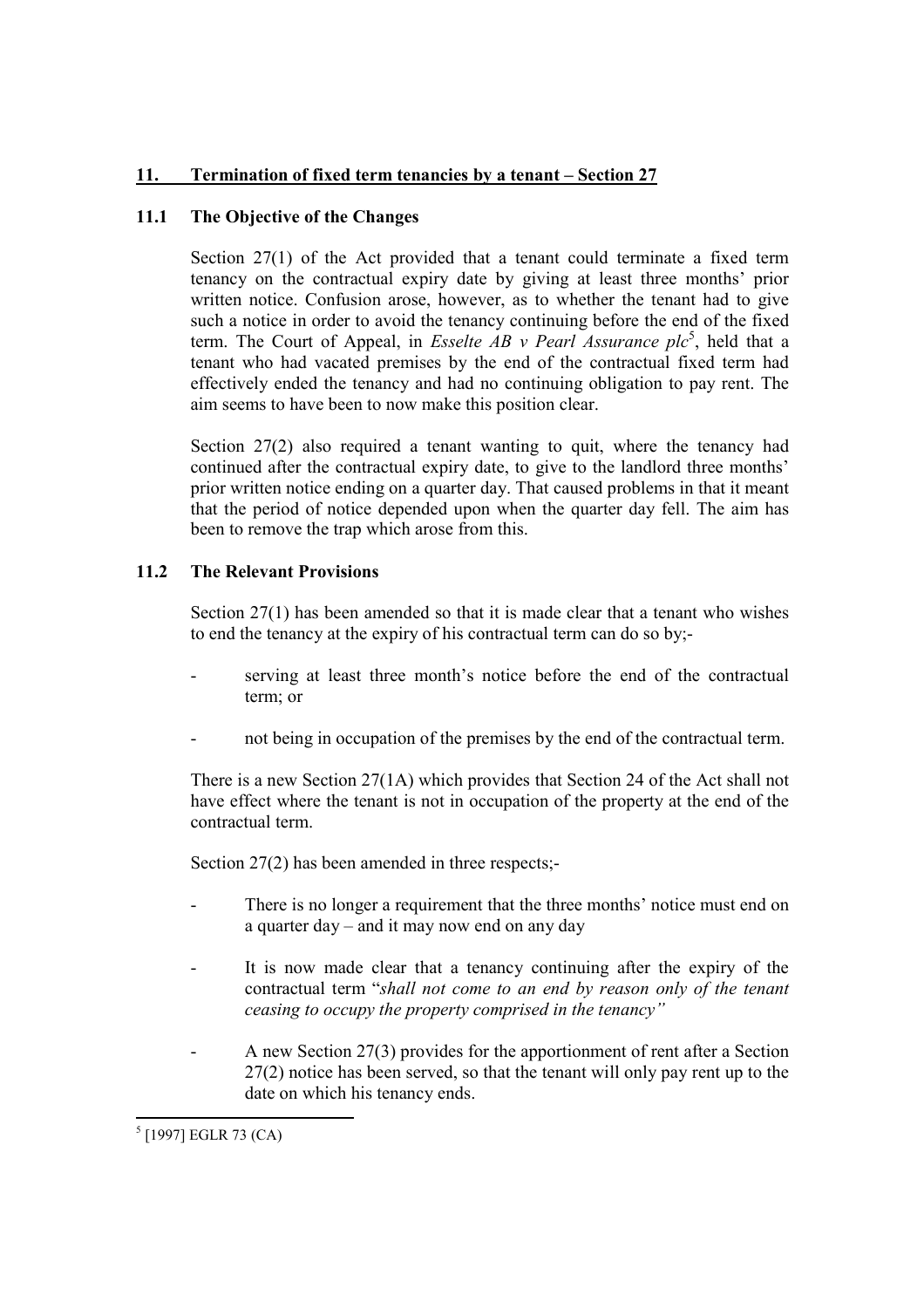## 11. Termination of fixed term tenancies by a tenant – Section 27

### 11.1 The Objective of the Changes

Section 27(1) of the Act provided that a tenant could terminate a fixed term tenancy on the contractual expiry date by giving at least three months' prior written notice. Confusion arose, however, as to whether the tenant had to give such a notice in order to avoid the tenancy continuing before the end of the fixed term. The Court of Appeal, in *Esselte AB v Pearl Assurance plc*[5], held that a tenant who had vacated premises by the end of the contractual fixed term had effectively ended the tenancy and had no continuing obligation to pay rent. The aim seems to have been to now make this position clear.

Section 27(2) also required a tenant wanting to quit, where the tenancy had continued after the contractual expiry date, to give to the landlord three months' prior written notice ending on a quarter day. That caused problems in that it meant that the period of notice depended upon when the quarter day fell. The aim has been to remove the trap which arose from this.

### 11.2 The Relevant Provisions

Section 27(1) has been amended so that it is made clear that a tenant who wishes to end the tenancy at the expiry of his contractual term can do so by;-

- serving at least three month's notice before the end of the contractual term; or
- not being in occupation of the premises by the end of the contractual term.

There is a new Section 27(1A) which provides that Section 24 of the Act shall not have effect where the tenant is not in occupation of the property at the end of the contractual term.

Section 27(2) has been amended in three respects;-

- There is no longer a requirement that the three months' notice must end on a quarter day – and it may now end on any day
- It is now made clear that a tenancy continuing after the expiry of the contractual term "*shall not come to an end by reason only of the tenant ceasing to occupy the property comprised in the tenancy"*
- A new Section 27(3) provides for the apportionment of rent after a Section 27(2) notice has been served, so that the tenant will only pay rent up to the date on which his tenancy ends.

[5] [1997] EGLR 73 (CA)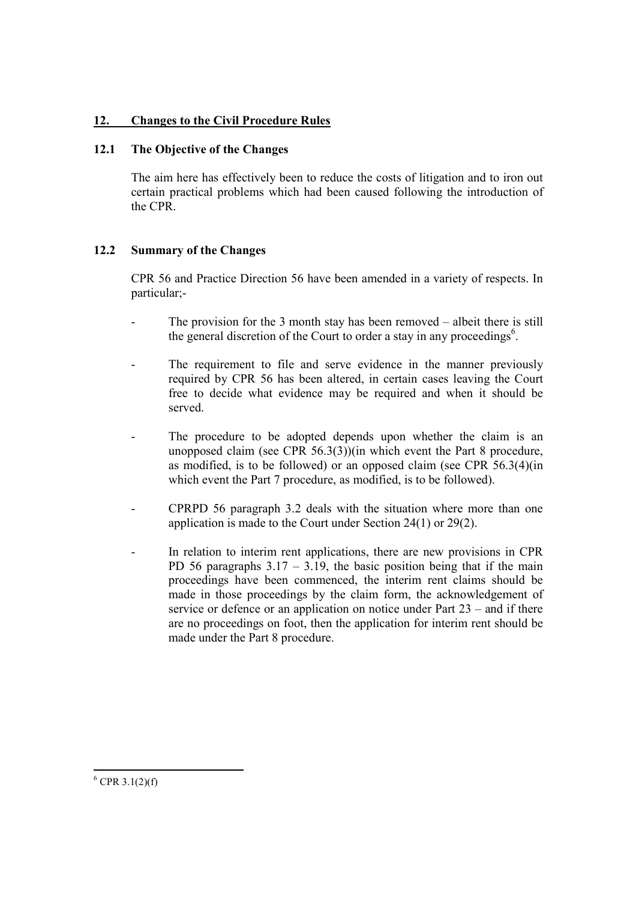## 12. Changes to the Civil Procedure Rules

### 12.1 The Objective of the Changes

The aim here has effectively been to reduce the costs of litigation and to iron out certain practical problems which had been caused following the introduction of the CPR.

### 12.2 Summary of the Changes

CPR 56 and Practice Direction 56 have been amended in a variety of respects. In particular;-

- The provision for the 3 month stay has been removed – albeit there is still the general discretion of the Court to order a stay in any proceedings[6].
- The requirement to file and serve evidence in the manner previously required by CPR 56 has been altered, in certain cases leaving the Court free to decide what evidence may be required and when it should be served.
- The procedure to be adopted depends upon whether the claim is an unopposed claim (see CPR 56.3(3))(in which event the Part 8 procedure, as modified, is to be followed) or an opposed claim (see CPR 56.3(4)(in which event the Part 7 procedure, as modified, is to be followed).
- CPRPD 56 paragraph 3.2 deals with the situation where more than one application is made to the Court under Section 24(1) or 29(2).
- In relation to interim rent applications, there are new provisions in CPR PD 56 paragraphs 3.17 – 3.19, the basic position being that if the main proceedings have been commenced, the interim rent claims should be made in those proceedings by the claim form, the acknowledgement of service or defence or an application on notice under Part 23 – and if there are no proceedings on foot, then the application for interim rent should be made under the Part 8 procedure.

[6] CPR 3.1(2)(f)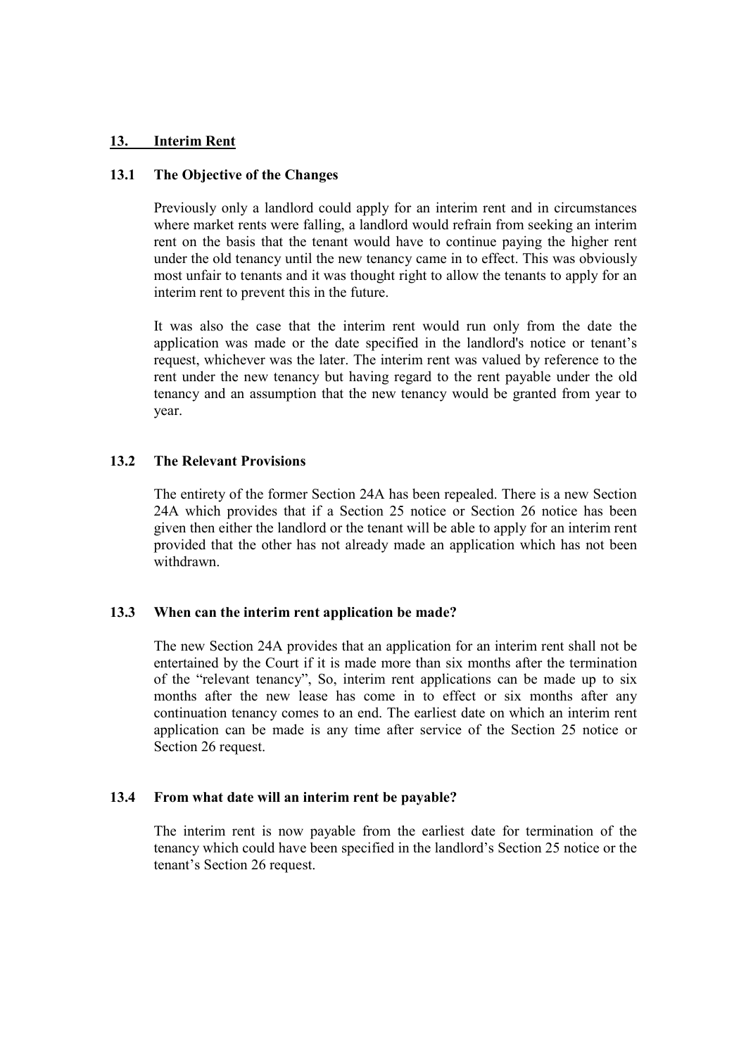## 13. Interim Rent

### 13.1 The Objective of the Changes

Previously only a landlord could apply for an interim rent and in circumstances where market rents were falling, a landlord would refrain from seeking an interim rent on the basis that the tenant would have to continue paying the higher rent under the old tenancy until the new tenancy came in to effect. This was obviously most unfair to tenants and it was thought right to allow the tenants to apply for an interim rent to prevent this in the future.

It was also the case that the interim rent would run only from the date the application was made or the date specified in the landlord's notice or tenant's request, whichever was the later. The interim rent was valued by reference to the rent under the new tenancy but having regard to the rent payable under the old tenancy and an assumption that the new tenancy would be granted from year to year.

### 13.2 The Relevant Provisions

The entirety of the former Section 24A has been repealed. There is a new Section 24A which provides that if a Section 25 notice or Section 26 notice has been given then either the landlord or the tenant will be able to apply for an interim rent provided that the other has not already made an application which has not been withdrawn.

### 13.3 When can the interim rent application be made?

The new Section 24A provides that an application for an interim rent shall not be entertained by the Court if it is made more than six months after the termination of the "relevant tenancy", So, interim rent applications can be made up to six months after the new lease has come in to effect or six months after any continuation tenancy comes to an end. The earliest date on which an interim rent application can be made is any time after service of the Section 25 notice or Section 26 request.

### 13.4 From what date will an interim rent be payable?

The interim rent is now payable from the earliest date for termination of the tenancy which could have been specified in the landlord's Section 25 notice or the tenant's Section 26 request.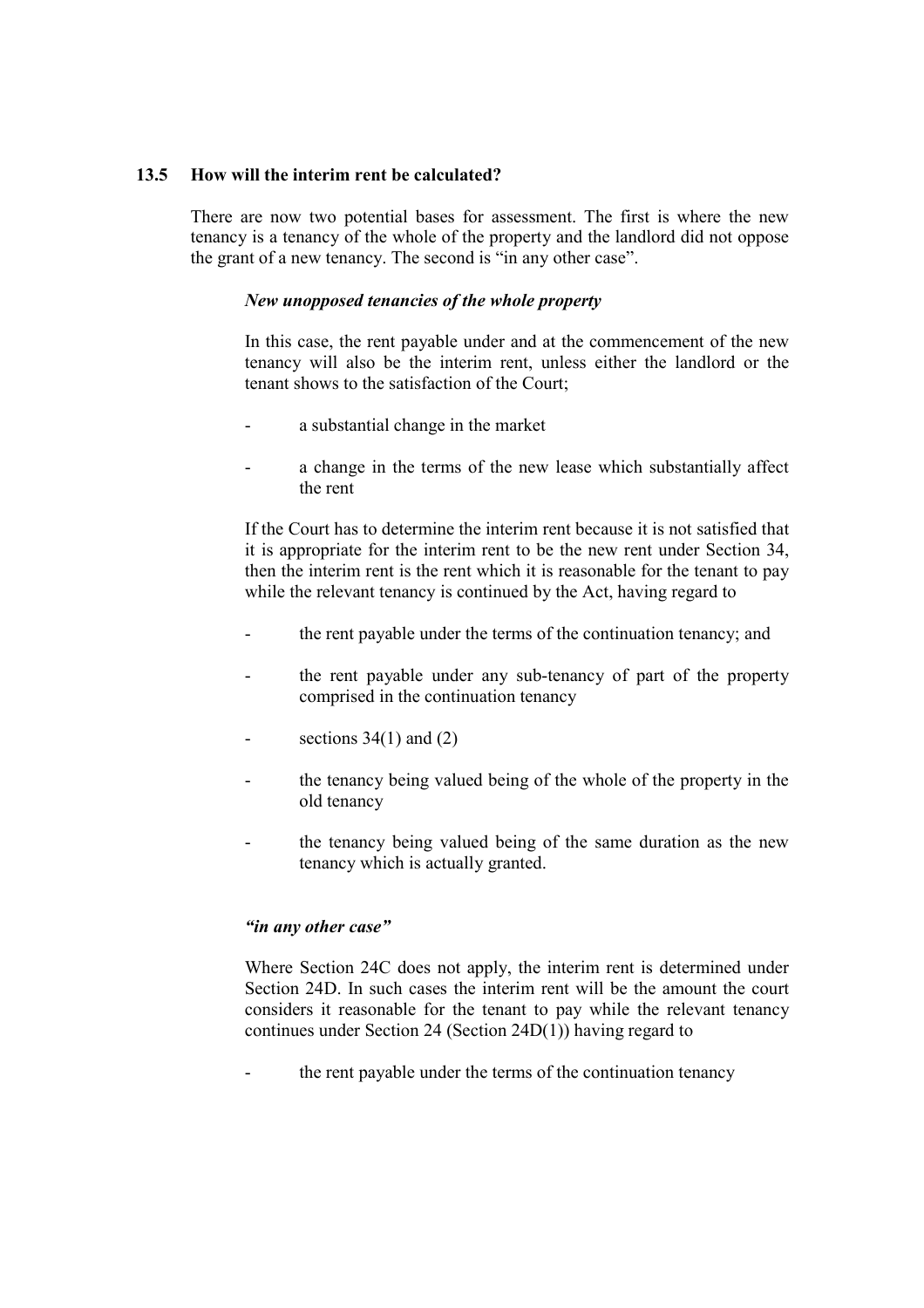## 13.5 How will the interim rent be calculated?

There are now two potential bases for assessment. The first is where the new tenancy is a tenancy of the whole of the property and the landlord did not oppose the grant of a new tenancy. The second is "in any other case".

***New unopposed tenancies of the whole property***

In this case, the rent payable under and at the commencement of the new tenancy will also be the interim rent, unless either the landlord or the tenant shows to the satisfaction of the Court;

- a substantial change in the market
- a change in the terms of the new lease which substantially affect the rent

If the Court has to determine the interim rent because it is not satisfied that it is appropriate for the interim rent to be the new rent under Section 34, then the interim rent is the rent which it is reasonable for the tenant to pay while the relevant tenancy is continued by the Act, having regard to

- the rent payable under the terms of the continuation tenancy; and
- the rent payable under any sub-tenancy of part of the property comprised in the continuation tenancy
- sections 34(1) and (2)
- the tenancy being valued being of the whole of the property in the old tenancy
- the tenancy being valued being of the same duration as the new tenancy which is actually granted.

***"in any other case"***

Where Section 24C does not apply, the interim rent is determined under Section 24D. In such cases the interim rent will be the amount the court considers it reasonable for the tenant to pay while the relevant tenancy continues under Section 24 (Section 24D(1)) having regard to

- the rent payable under the terms of the continuation tenancy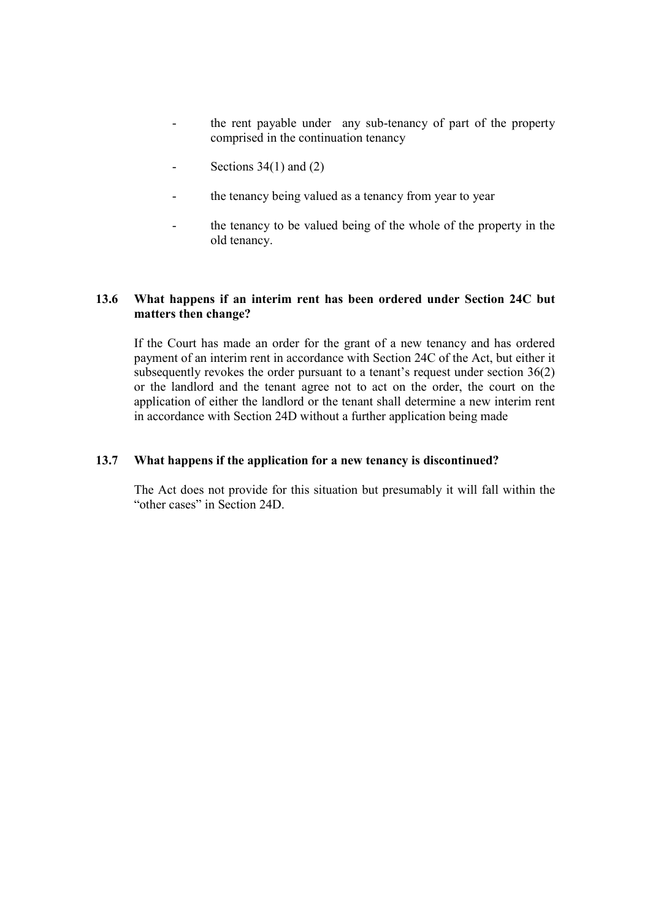- the rent payable under any sub-tenancy of part of the property comprised in the continuation tenancy
- Sections 34(1) and (2)
- the tenancy being valued as a tenancy from year to year
- the tenancy to be valued being of the whole of the property in the old tenancy.

### 13.6 What happens if an interim rent has been ordered under Section 24C but matters then change?

If the Court has made an order for the grant of a new tenancy and has ordered payment of an interim rent in accordance with Section 24C of the Act, but either it subsequently revokes the order pursuant to a tenant's request under section 36(2) or the landlord and the tenant agree not to act on the order, the court on the application of either the landlord or the tenant shall determine a new interim rent in accordance with Section 24D without a further application being made

### 13.7 What happens if the application for a new tenancy is discontinued?

The Act does not provide for this situation but presumably it will fall within the "other cases" in Section 24D.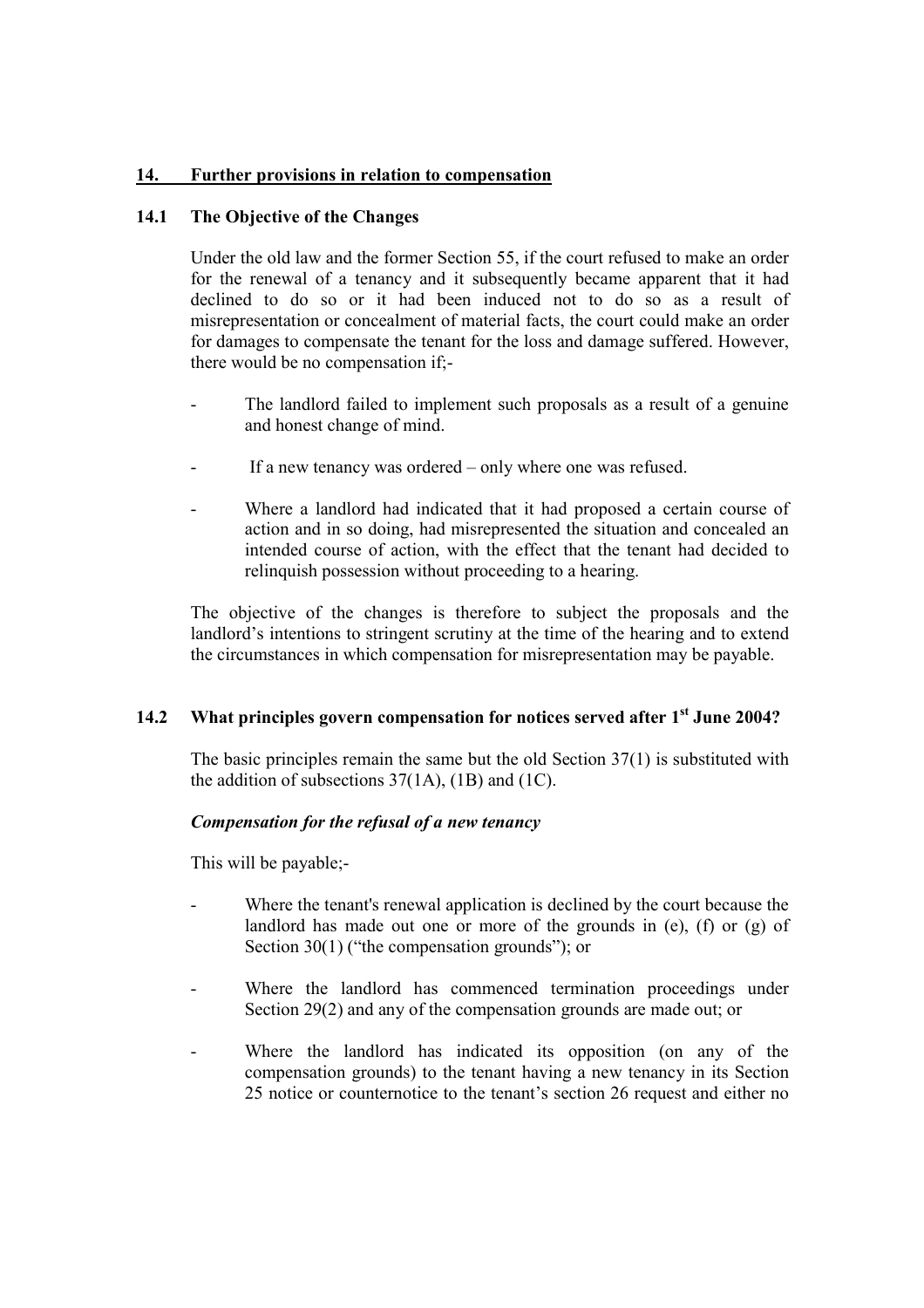## 14. Further provisions in relation to compensation

### 14.1 The Objective of the Changes

Under the old law and the former Section 55, if the court refused to make an order for the renewal of a tenancy and it subsequently became apparent that it had declined to do so or it had been induced not to do so as a result of misrepresentation or concealment of material facts, the court could make an order for damages to compensate the tenant for the loss and damage suffered. However, there would be no compensation if;-

- The landlord failed to implement such proposals as a result of a genuine and honest change of mind.
- If a new tenancy was ordered – only where one was refused.
- Where a landlord had indicated that it had proposed a certain course of action and in so doing, had misrepresented the situation and concealed an intended course of action, with the effect that the tenant had decided to relinquish possession without proceeding to a hearing.

The objective of the changes is therefore to subject the proposals and the landlord's intentions to stringent scrutiny at the time of the hearing and to extend the circumstances in which compensation for misrepresentation may be payable.

### 14.2 What principles govern compensation for notices served after 1st June 2004?

The basic principles remain the same but the old Section 37(1) is substituted with the addition of subsections 37(1A), (1B) and (1C).

***Compensation for the refusal of a new tenancy***

This will be payable;-

- Where the tenant's renewal application is declined by the court because the landlord has made out one or more of the grounds in (e), (f) or (g) of Section 30(1) ("the compensation grounds"); or
- Where the landlord has commenced termination proceedings under Section 29(2) and any of the compensation grounds are made out; or
- Where the landlord has indicated its opposition (on any of the compensation grounds) to the tenant having a new tenancy in its Section 25 notice or counternotice to the tenant's section 26 request and either no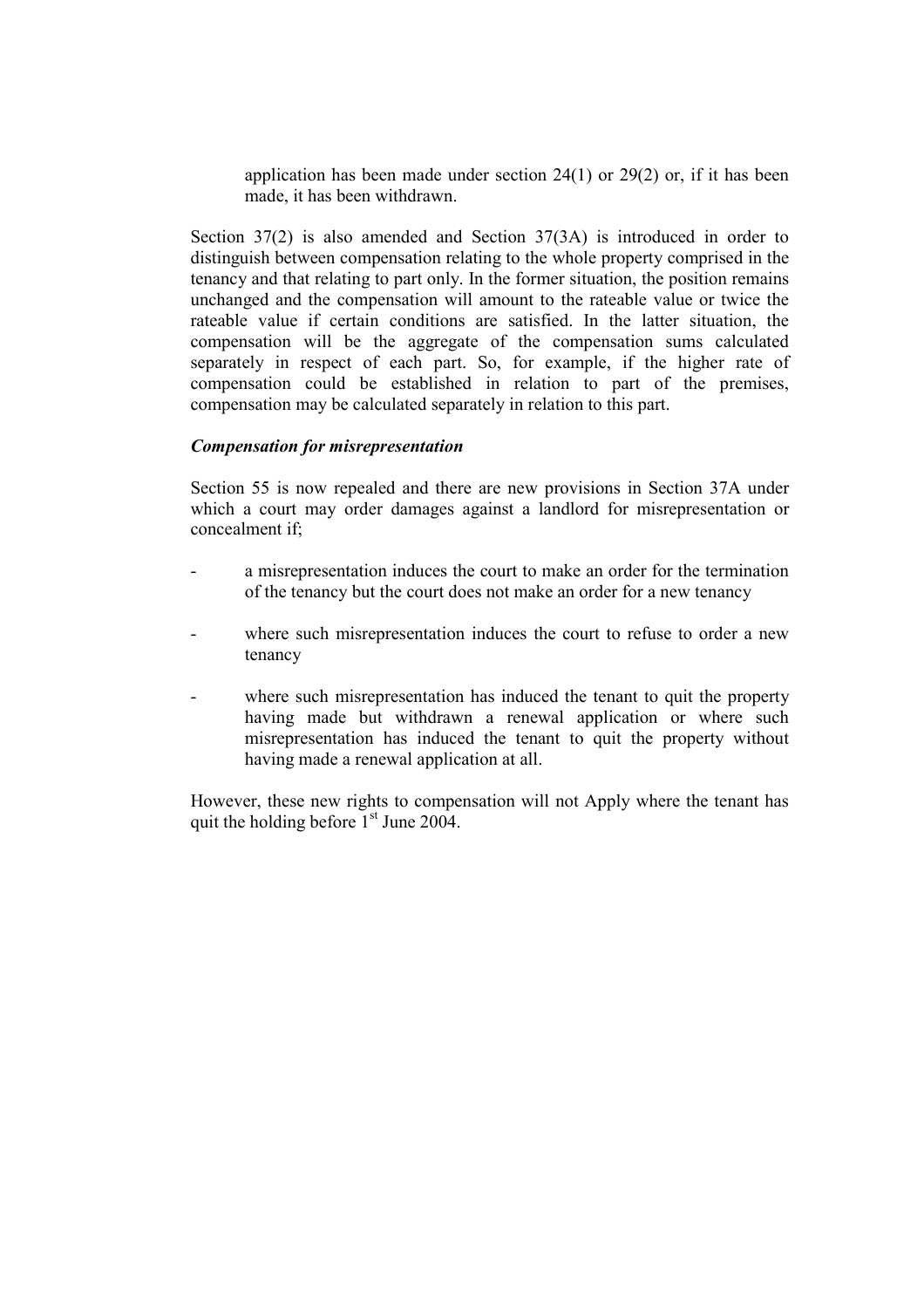application has been made under section 24(1) or 29(2) or, if it has been made, it has been withdrawn.

Section 37(2) is also amended and Section 37(3A) is introduced in order to distinguish between compensation relating to the whole property comprised in the tenancy and that relating to part only. In the former situation, the position remains unchanged and the compensation will amount to the rateable value or twice the rateable value if certain conditions are satisfied. In the latter situation, the compensation will be the aggregate of the compensation sums calculated separately in respect of each part. So, for example, if the higher rate of compensation could be established in relation to part of the premises, compensation may be calculated separately in relation to this part.

***Compensation for misrepresentation***

Section 55 is now repealed and there are new provisions in Section 37A under which a court may order damages against a landlord for misrepresentation or concealment if;

- a misrepresentation induces the court to make an order for the termination of the tenancy but the court does not make an order for a new tenancy
- where such misrepresentation induces the court to refuse to order a new tenancy
- where such misrepresentation has induced the tenant to quit the property having made but withdrawn a renewal application or where such misrepresentation has induced the tenant to quit the property without having made a renewal application at all.

However, these new rights to compensation will not Apply where the tenant has quit the holding before 1st June 2004.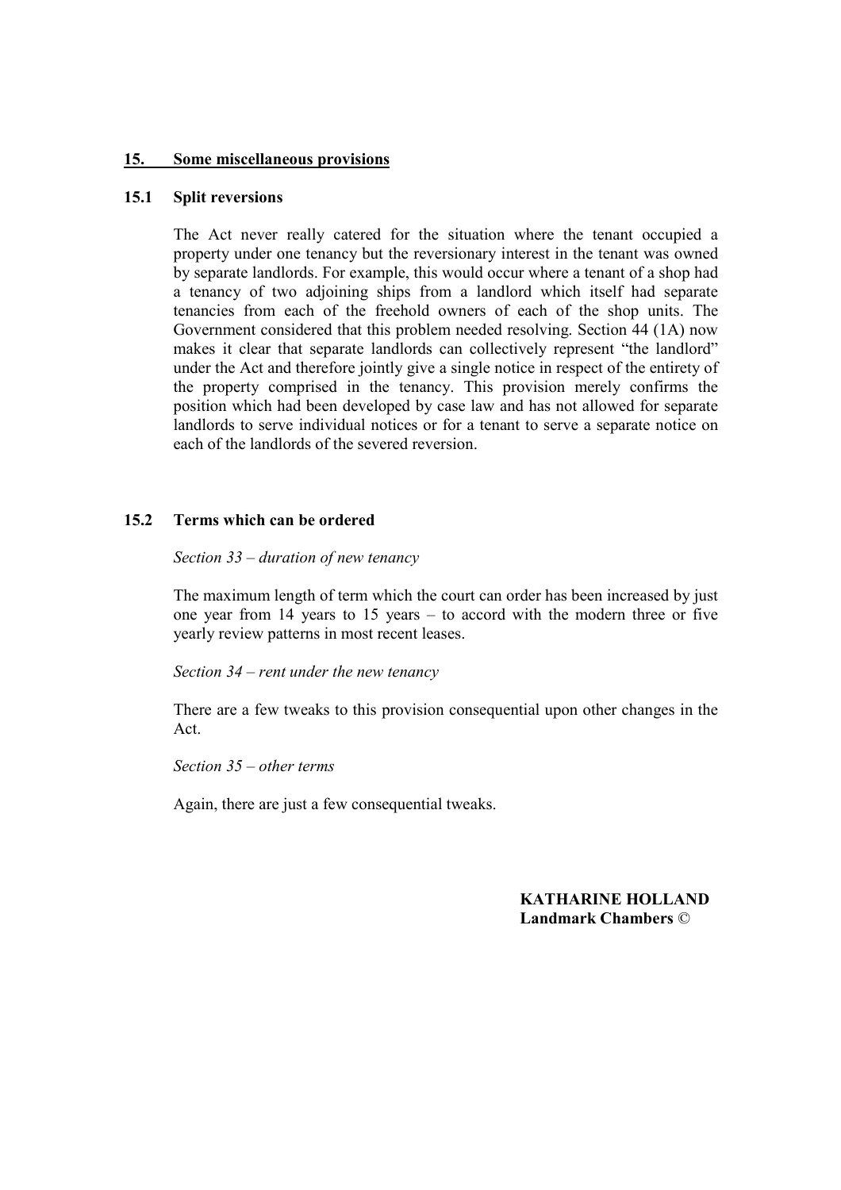## 15. Some miscellaneous provisions

### 15.1 Split reversions

The Act never really catered for the situation where the tenant occupied a property under one tenancy but the reversionary interest in the tenant was owned by separate landlords. For example, this would occur where a tenant of a shop had a tenancy of two adjoining ships from a landlord which itself had separate tenancies from each of the freehold owners of each of the shop units. The Government considered that this problem needed resolving. Section 44 (1A) now makes it clear that separate landlords can collectively represent "the landlord" under the Act and therefore jointly give a single notice in respect of the entirety of the property comprised in the tenancy. This provision merely confirms the position which had been developed by case law and has not allowed for separate landlords to serve individual notices or for a tenant to serve a separate notice on each of the landlords of the severed reversion.

### 15.2 Terms which can be ordered

*Section 33 – duration of new tenancy*

The maximum length of term which the court can order has been increased by just one year from 14 years to 15 years – to accord with the modern three or five yearly review patterns in most recent leases.

*Section 34 – rent under the new tenancy*

There are a few tweaks to this provision consequential upon other changes in the Act.

*Section 35 – other terms*

Again, there are just a few consequential tweaks.

**KATHARINE HOLLAND**
**Landmark Chambers** ©